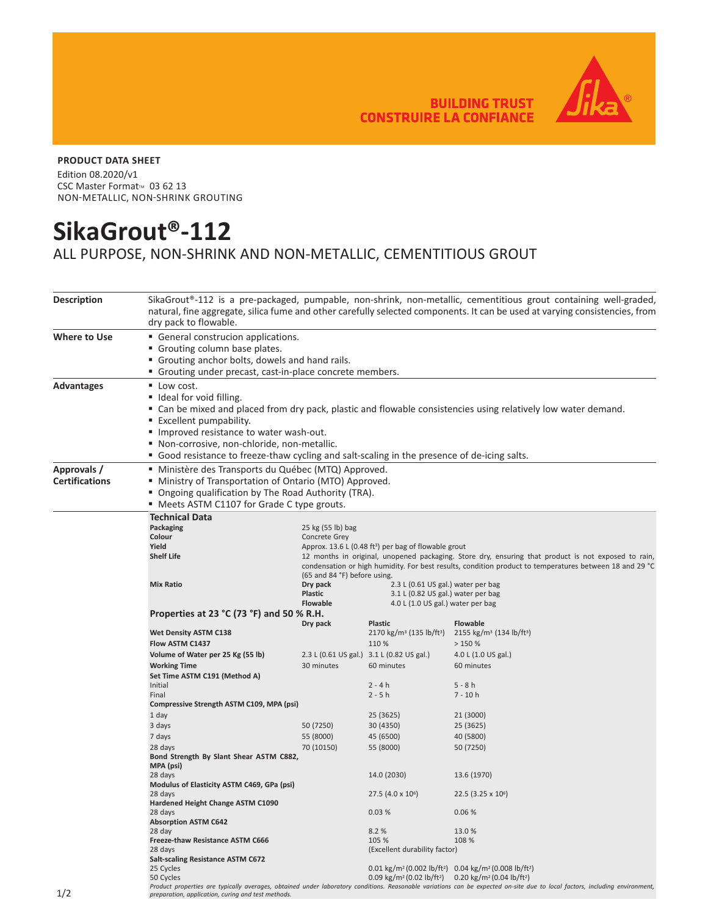BUILDING TRUST
CONSTRUIRE LA CONFIANCE

**PRODUCT DATA SHEET**

Edition 08.2020/v1
CSC Master Format™ 03 62 13
NON-METALLIC, NON-SHRINK GROUTING

# SikaGrout®-112

ALL PURPOSE, NON-SHRINK AND NON-METALLIC, CEMENTITIOUS GROUT

## Description

SikaGrout®-112 is a pre-packaged, pumpable, non-shrink, non-metallic, cementitious grout containing well-graded, natural, fine aggregate, silica fume and other carefully selected components. It can be used at varying consistencies, from dry pack to flowable.

## Where to Use

- General construcion applications.
- Grouting column base plates.
- Grouting anchor bolts, dowels and hand rails.
- Grouting under precast, cast-in-place concrete members.

## Advantages

- Low cost.
- Ideal for void filling.
- Can be mixed and placed from dry pack, plastic and flowable consistencies using relatively low water demand.
- Excellent pumpability.
- Improved resistance to water wash-out.
- Non-corrosive, non-chloride, non-metallic.
- Good resistance to freeze-thaw cycling and salt-scaling in the presence of de-icing salts.

## Approvals / Certifications

- Ministère des Transports du Québec (MTQ) Approved.
- Ministry of Transportation of Ontario (MTO) Approved.
- Ongoing qualification by The Road Authority (TRA).
- Meets ASTM C1107 for Grade C type grouts.

### Technical Data

| | |
|---|---|
| **Packaging** | 25 kg (55 lb) bag |
| **Colour** | Concrete Grey |
| **Yield** | Approx. 13.6 L (0.48 ft³) per bag of flowable grout |
| **Shelf Life** | 12 months in original, unopened packaging. Store dry, ensuring that product is not exposed to rain, condensation or high humidity. For best results, condition product to temperatures between 18 and 29 °C (65 and 84 °F) before using. |
| **Mix Ratio** | **Dry pack** 2.3 L (0.61 US gal.) water per bag<br>**Plastic** 3.1 L (0.82 US gal.) water per bag<br>**Flowable** 4.0 L (1.0 US gal.) water per bag |

### Properties at 23 °C (73 °F) and 50 % R.H.

| | Dry pack | Plastic | Flowable |
|---|---|---|---|
| **Wet Density ASTM C138** | | 2170 kg/m³ (135 lb/ft³) | 2155 kg/m³ (134 lb/ft³) |
| **Flow ASTM C1437** | | 110 % | > 150 % |
| **Volume of Water per 25 Kg (55 lb)** | 2.3 L (0.61 US gal.) | 3.1 L (0.82 US gal.) | 4.0 L (1.0 US gal.) |
| **Working Time** | 30 minutes | 60 minutes | 60 minutes |
| **Set Time ASTM C191 (Method A)** | | | |
| Initial | | 2 - 4 h | 5 - 8 h |
| Final | | 2 - 5 h | 7 - 10 h |
| **Compressive Strength ASTM C109, MPA (psi)** | | | |
| 1 day | | 25 (3625) | 21 (3000) |
| 3 days | 50 (7250) | 30 (4350) | 25 (3625) |
| 7 days | 55 (8000) | 45 (6500) | 40 (5800) |
| 28 days | 70 (10150) | 55 (8000) | 50 (7250) |
| **Bond Strength By Slant Shear ASTM C882, MPA (psi)** | | | |
| 28 days | | 14.0 (2030) | 13.6 (1970) |
| **Modulus of Elasticity ASTM C469, GPa (psi)** | | | |
| 28 days | | 27.5 (4.0 x 10⁶) | 22.5 (3.25 x 10⁶) |
| **Hardened Height Change ASTM C1090** | | | |
| 28 days | | 0.03 % | 0.06 % |
| **Absorption ASTM C642** | | | |
| 28 day | | 8.2 % | 13.0 % |
| **Freeze-thaw Resistance ASTM C666** | | 105 % | 108 % |
| 28 days | | (Excellent durability factor) | |
| **Salt-scaling Resistance ASTM C672** | | | |
| 25 Cycles | | 0.01 kg/m² (0.002 lb/ft²) | 0.04 kg/m² (0.008 lb/ft²) |
| 50 Cycles | | 0.09 kg/m² (0.02 lb/ft²) | 0.20 kg/m² (0.04 lb/ft²) |

*Product properties are typically averages, obtained under laboratory conditions. Reasonable variations can be expected on-site due to local factors, including environment, preparation, application, curing and test methods.*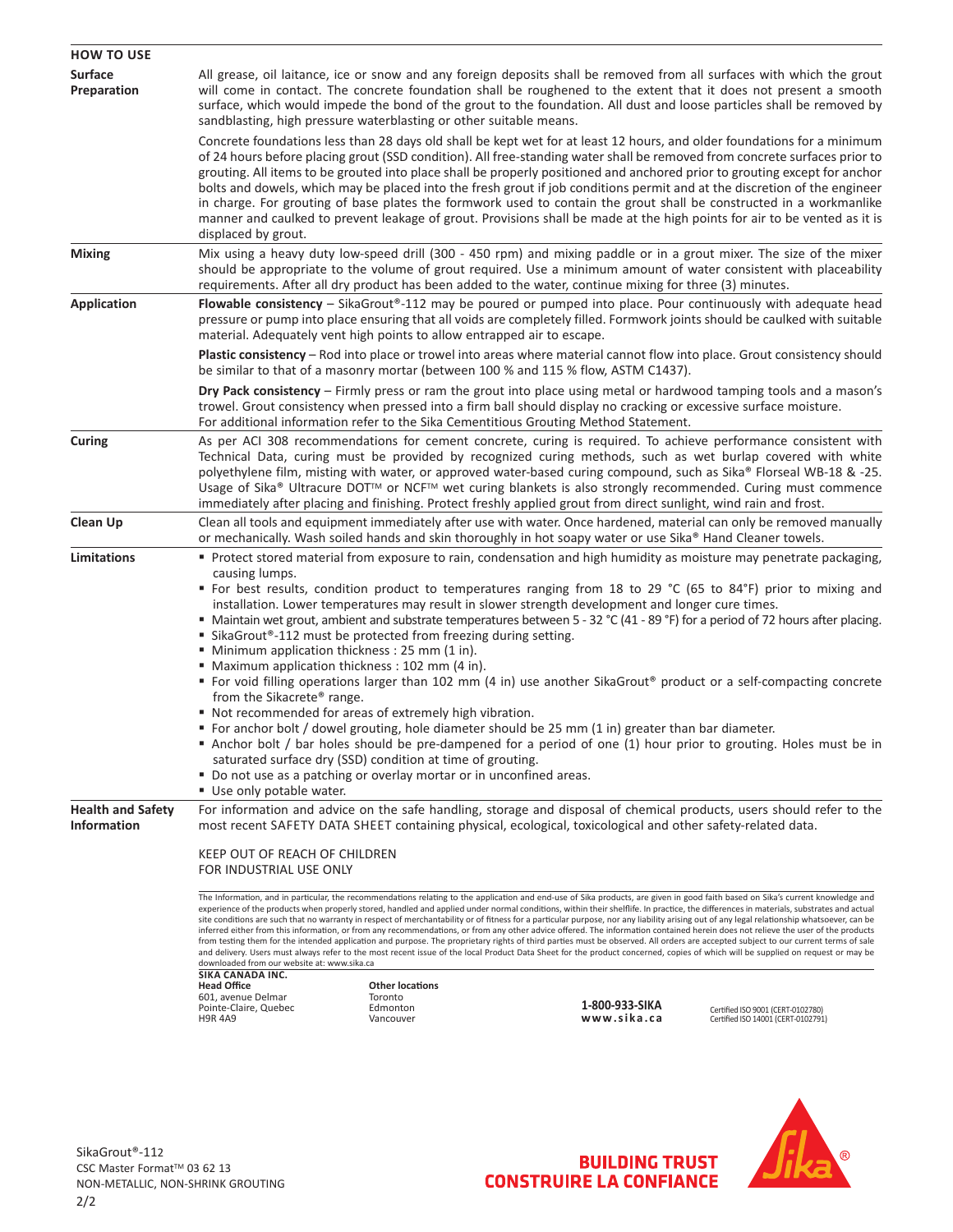## HOW TO USE

### Surface Preparation

All grease, oil laitance, ice or snow and any foreign deposits shall be removed from all surfaces with which the grout will come in contact. The concrete foundation shall be roughened to the extent that it does not present a smooth surface, which would impede the bond of the grout to the foundation. All dust and loose particles shall be removed by sandblasting, high pressure waterblasting or other suitable means.

Concrete foundations less than 28 days old shall be kept wet for at least 12 hours, and older foundations for a minimum of 24 hours before placing grout (SSD condition). All free-standing water shall be removed from concrete surfaces prior to grouting. All items to be grouted into place shall be properly positioned and anchored prior to grouting except for anchor bolts and dowels, which may be placed into the fresh grout if job conditions permit and at the discretion of the engineer in charge. For grouting of base plates the formwork used to contain the grout shall be constructed in a workmanlike manner and caulked to prevent leakage of grout. Provisions shall be made at the high points for air to be vented as it is displaced by grout.

### Mixing

Mix using a heavy duty low-speed drill (300 - 450 rpm) and mixing paddle or in a grout mixer. The size of the mixer should be appropriate to the volume of grout required. Use a minimum amount of water consistent with placeability requirements. After all dry product has been added to the water, continue mixing for three (3) minutes.

### Application

**Flowable consistency** – SikaGrout®-112 may be poured or pumped into place. Pour continuously with adequate head pressure or pump into place ensuring that all voids are completely filled. Formwork joints should be caulked with suitable material. Adequately vent high points to allow entrapped air to escape.

**Plastic consistency** – Rod into place or trowel into areas where material cannot flow into place. Grout consistency should be similar to that of a masonry mortar (between 100 % and 115 % flow, ASTM C1437).

**Dry Pack consistency** – Firmly press or ram the grout into place using metal or hardwood tamping tools and a mason's trowel. Grout consistency when pressed into a firm ball should display no cracking or excessive surface moisture. For additional information refer to the Sika Cementitious Grouting Method Statement.

### Curing

As per ACI 308 recommendations for cement concrete, curing is required. To achieve performance consistent with Technical Data, curing must be provided by recognized curing methods, such as wet burlap covered with white polyethylene film, misting with water, or approved water-based curing compound, such as Sika® Florseal WB-18 & -25. Usage of Sika® Ultracure DOT™ or NCF™ wet curing blankets is also strongly recommended. Curing must commence immediately after placing and finishing. Protect freshly applied grout from direct sunlight, wind rain and frost.

### Clean Up

Clean all tools and equipment immediately after use with water. Once hardened, material can only be removed manually or mechanically. Wash soiled hands and skin thoroughly in hot soapy water or use Sika® Hand Cleaner towels.

### Limitations

- Protect stored material from exposure to rain, condensation and high humidity as moisture may penetrate packaging, causing lumps.
- For best results, condition product to temperatures ranging from 18 to 29 °C (65 to 84°F) prior to mixing and installation. Lower temperatures may result in slower strength development and longer cure times.
- Maintain wet grout, ambient and substrate temperatures between 5 - 32 °C (41 - 89 °F) for a period of 72 hours after placing.
- SikaGrout®-112 must be protected from freezing during setting.
- Minimum application thickness : 25 mm (1 in).
- Maximum application thickness : 102 mm (4 in).
- For void filling operations larger than 102 mm (4 in) use another SikaGrout® product or a self-compacting concrete from the Sikacrete® range.
- Not recommended for areas of extremely high vibration.
- For anchor bolt / dowel grouting, hole diameter should be 25 mm (1 in) greater than bar diameter.
- Anchor bolt / bar holes should be pre-dampened for a period of one (1) hour prior to grouting. Holes must be in saturated surface dry (SSD) condition at time of grouting.
- Do not use as a patching or overlay mortar or in unconfined areas.
- Use only potable water.

### Health and Safety Information

For information and advice on the safe handling, storage and disposal of chemical products, users should refer to the most recent SAFETY DATA SHEET containing physical, ecological, toxicological and other safety-related data.

KEEP OUT OF REACH OF CHILDREN
FOR INDUSTRIAL USE ONLY

The Information, and in particular, the recommendations relating to the application and end-use of Sika products, are given in good faith based on Sika's current knowledge and experience of the products when properly stored, handled and applied under normal conditions, within their shelflife. In practice, the differences in materials, substrates and actual site conditions are such that no warranty in respect of merchantability or of fitness for a particular purpose, nor any liability arising out of any legal relationship whatsoever, can be inferred either from this information, or from any recommendations, or from any other advice offered. The information contained herein does not relieve the user of the products from testing them for the intended application and purpose. The proprietary rights of third parties must be observed. All orders are accepted subject to our current terms of sale and delivery. Users must always refer to the most recent issue of the local Product Data Sheet for the product concerned, copies of which will be supplied on request or may be downloaded from our website at: www.sika.ca

**SIKA CANADA INC.**
**Head Office**
601, avenue Delmar
Pointe-Claire, Quebec
H9R 4A9

**Other locations**
Toronto
Edmonton
Vancouver

**1-800-933-SIKA**
**www.sika.ca**

Certified ISO 9001 (CERT-0102780)
Certified ISO 14001 (CERT-0102791)

SikaGrout®-112
CSC Master Format™ 03 62 13
NON-METALLIC, NON-SHRINK GROUTING

**BUILDING TRUST**
**CONSTRUIRE LA CONFIANCE**